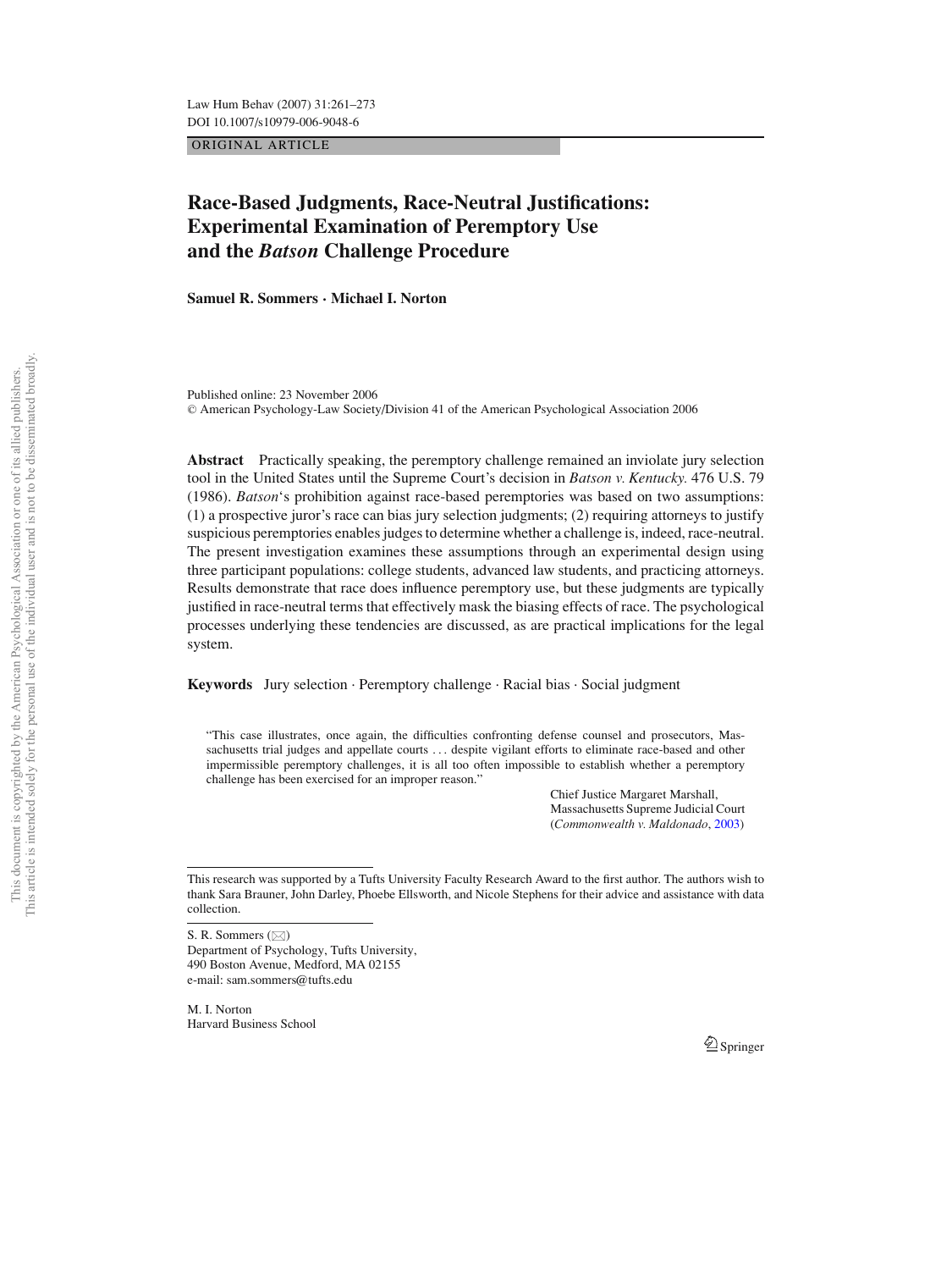ORIGINAL ARTICLE

# Race-Based Judgments, Race-Neutral Justifications: Experimental Examination of Peremptory Use and the *Batson* Challenge Procedure

**Samuel R. Sommers · Michael I. Norton**

Published online: 23 November 2006
© American Psychology-Law Society/Division 41 of the American Psychological Association 2006

**Abstract** Practically speaking, the peremptory challenge remained an inviolate jury selection tool in the United States until the Supreme Court's decision in *Batson v. Kentucky.* 476 U.S. 79 (1986). *Batson*'s prohibition against race-based peremptories was based on two assumptions: (1) a prospective juror's race can bias jury selection judgments; (2) requiring attorneys to justify suspicious peremptories enables judges to determine whether a challenge is, indeed, race-neutral. The present investigation examines these assumptions through an experimental design using three participant populations: college students, advanced law students, and practicing attorneys. Results demonstrate that race does influence peremptory use, but these judgments are typically justified in race-neutral terms that effectively mask the biasing effects of race. The psychological processes underlying these tendencies are discussed, as are practical implications for the legal system.

**Keywords** Jury selection · Peremptory challenge · Racial bias · Social judgment

> "This case illustrates, once again, the difficulties confronting defense counsel and prosecutors, Massachusetts trial judges and appellate courts ... despite vigilant efforts to eliminate race-based and other impermissible peremptory challenges, it is all too often impossible to establish whether a peremptory challenge has been exercised for an improper reason."
>
> Chief Justice Margaret Marshall,
> Massachusetts Supreme Judicial Court
> (*Commonwealth v. Maldonado*, 2003)

This research was supported by a Tufts University Faculty Research Award to the first author. The authors wish to thank Sara Brauner, John Darley, Phoebe Ellsworth, and Nicole Stephens for their advice and assistance with data collection.

S. R. Sommers (✉)
Department of Psychology, Tufts University,
490 Boston Avenue, Medford, MA 02155
e-mail: sam.sommers@tufts.edu

M. I. Norton
Harvard Business School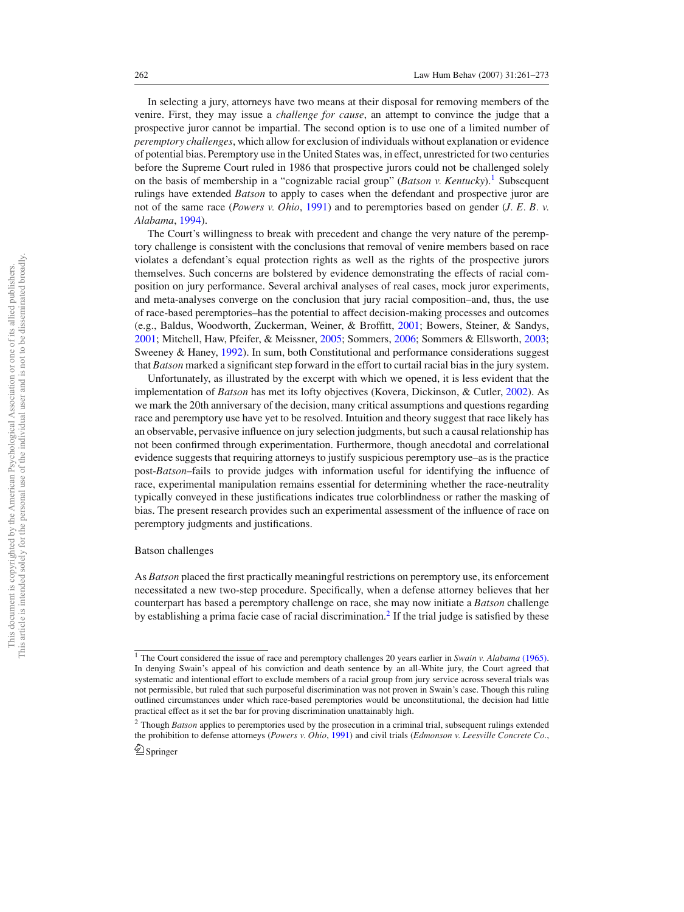In selecting a jury, attorneys have two means at their disposal for removing members of the venire. First, they may issue a *challenge for cause*, an attempt to convince the judge that a prospective juror cannot be impartial. The second option is to use one of a limited number of *peremptory challenges*, which allow for exclusion of individuals without explanation or evidence of potential bias. Peremptory use in the United States was, in effect, unrestricted for two centuries before the Supreme Court ruled in 1986 that prospective jurors could not be challenged solely on the basis of membership in a "cognizable racial group" (*Batson v. Kentucky*).[1] Subsequent rulings have extended *Batson* to apply to cases when the defendant and prospective juror are not of the same race (*Powers v. Ohio*, 1991) and to peremptories based on gender (*J. E. B. v. Alabama*, 1994).

The Court's willingness to break with precedent and change the very nature of the peremptory challenge is consistent with the conclusions that removal of venire members based on race violates a defendant's equal protection rights as well as the rights of the prospective jurors themselves. Such concerns are bolstered by evidence demonstrating the effects of racial composition on jury performance. Several archival analyses of real cases, mock juror experiments, and meta-analyses converge on the conclusion that jury racial composition–and, thus, the use of race-based peremptories–has the potential to affect decision-making processes and outcomes (e.g., Baldus, Woodworth, Zuckerman, Weiner, & Broffitt, 2001; Bowers, Steiner, & Sandys, 2001; Mitchell, Haw, Pfeifer, & Meissner, 2005; Sommers, 2006; Sommers & Ellsworth, 2003; Sweeney & Haney, 1992). In sum, both Constitutional and performance considerations suggest that *Batson* marked a significant step forward in the effort to curtail racial bias in the jury system.

Unfortunately, as illustrated by the excerpt with which we opened, it is less evident that the implementation of *Batson* has met its lofty objectives (Kovera, Dickinson, & Cutler, 2002). As we mark the 20th anniversary of the decision, many critical assumptions and questions regarding race and peremptory use have yet to be resolved. Intuition and theory suggest that race likely has an observable, pervasive influence on jury selection judgments, but such a causal relationship has not been confirmed through experimentation. Furthermore, though anecdotal and correlational evidence suggests that requiring attorneys to justify suspicious peremptory use–as is the practice post-*Batson*–fails to provide judges with information useful for identifying the influence of race, experimental manipulation remains essential for determining whether the race-neutrality typically conveyed in these justifications indicates true colorblindness or rather the masking of bias. The present research provides such an experimental assessment of the influence of race on peremptory judgments and justifications.

## Batson challenges

As *Batson* placed the first practically meaningful restrictions on peremptory use, its enforcement necessitated a new two-step procedure. Specifically, when a defense attorney believes that her counterpart has based a peremptory challenge on race, she may now initiate a *Batson* challenge by establishing a prima facie case of racial discrimination.[2] If the trial judge is satisfied by these

---

[1] The Court considered the issue of race and peremptory challenges 20 years earlier in *Swain v. Alabama* (1965). In denying Swain's appeal of his conviction and death sentence by an all-White jury, the Court agreed that systematic and intentional effort to exclude members of a racial group from jury service across several trials was not permissible, but ruled that such purposeful discrimination was not proven in Swain's case. Though this ruling outlined circumstances under which race-based peremptories would be unconstitutional, the decision had little practical effect as it set the bar for proving discrimination unattainably high.

[2] Though *Batson* applies to peremptories used by the prosecution in a criminal trial, subsequent rulings extended the prohibition to defense attorneys (*Powers v. Ohio*, 1991) and civil trials (*Edmonson v. Leesville Concrete Co.*,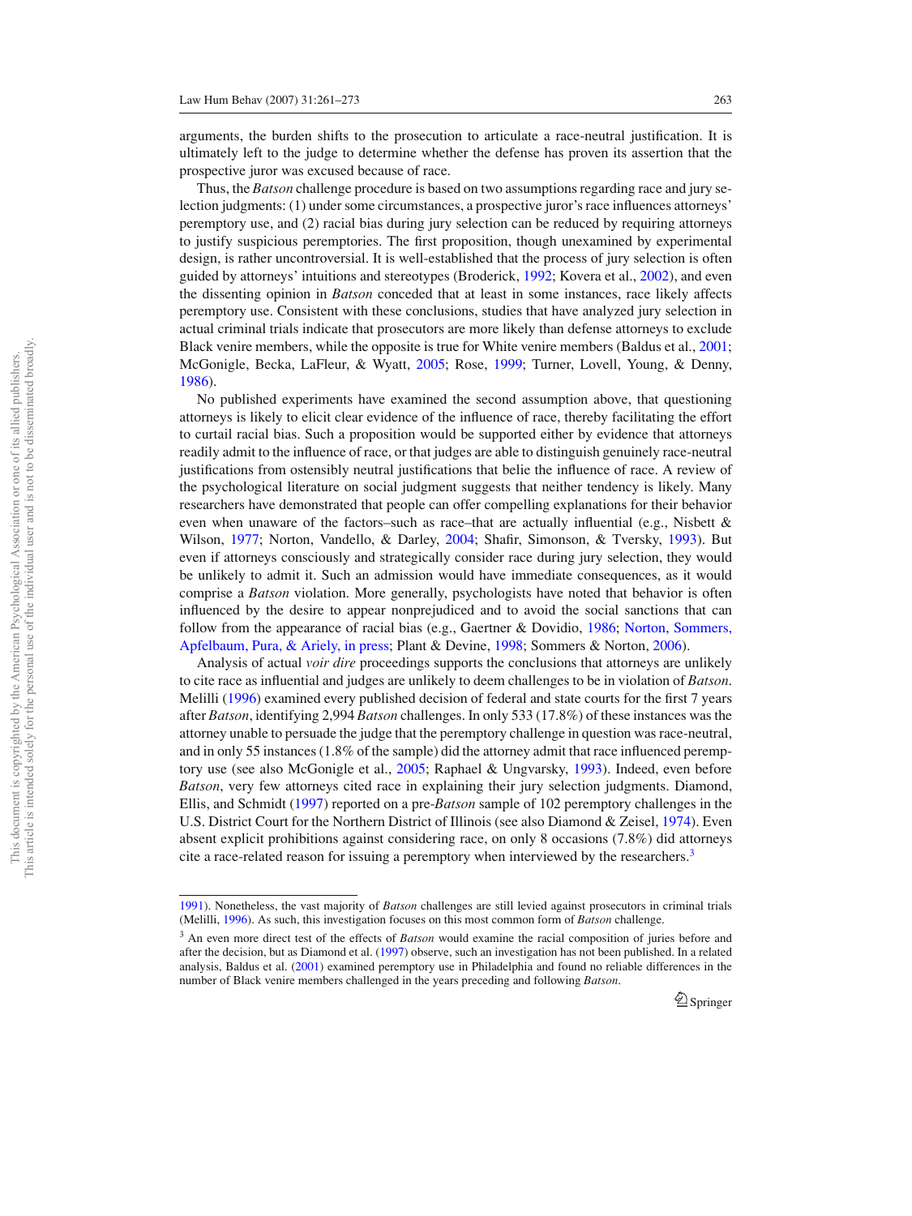arguments, the burden shifts to the prosecution to articulate a race-neutral justification. It is ultimately left to the judge to determine whether the defense has proven its assertion that the prospective juror was excused because of race.

Thus, the *Batson* challenge procedure is based on two assumptions regarding race and jury selection judgments: (1) under some circumstances, a prospective juror's race influences attorneys' peremptory use, and (2) racial bias during jury selection can be reduced by requiring attorneys to justify suspicious peremptories. The first proposition, though unexamined by experimental design, is rather uncontroversial. It is well-established that the process of jury selection is often guided by attorneys' intuitions and stereotypes (Broderick, 1992; Kovera et al., 2002), and even the dissenting opinion in *Batson* conceded that at least in some instances, race likely affects peremptory use. Consistent with these conclusions, studies that have analyzed jury selection in actual criminal trials indicate that prosecutors are more likely than defense attorneys to exclude Black venire members, while the opposite is true for White venire members (Baldus et al., 2001; McGonigle, Becka, LaFleur, & Wyatt, 2005; Rose, 1999; Turner, Lovell, Young, & Denny, 1986).

No published experiments have examined the second assumption above, that questioning attorneys is likely to elicit clear evidence of the influence of race, thereby facilitating the effort to curtail racial bias. Such a proposition would be supported either by evidence that attorneys readily admit to the influence of race, or that judges are able to distinguish genuinely race-neutral justifications from ostensibly neutral justifications that belie the influence of race. A review of the psychological literature on social judgment suggests that neither tendency is likely. Many researchers have demonstrated that people can offer compelling explanations for their behavior even when unaware of the factors–such as race–that are actually influential (e.g., Nisbett & Wilson, 1977; Norton, Vandello, & Darley, 2004; Shafir, Simonson, & Tversky, 1993). But even if attorneys consciously and strategically consider race during jury selection, they would be unlikely to admit it. Such an admission would have immediate consequences, as it would comprise a *Batson* violation. More generally, psychologists have noted that behavior is often influenced by the desire to appear nonprejudiced and to avoid the social sanctions that can follow from the appearance of racial bias (e.g., Gaertner & Dovidio, 1986; Norton, Sommers, Apfelbaum, Pura, & Ariely, in press; Plant & Devine, 1998; Sommers & Norton, 2006).

Analysis of actual *voir dire* proceedings supports the conclusions that attorneys are unlikely to cite race as influential and judges are unlikely to deem challenges to be in violation of *Batson*. Melilli (1996) examined every published decision of federal and state courts for the first 7 years after *Batson*, identifying 2,994 *Batson* challenges. In only 533 (17.8%) of these instances was the attorney unable to persuade the judge that the peremptory challenge in question was race-neutral, and in only 55 instances (1.8% of the sample) did the attorney admit that race influenced peremptory use (see also McGonigle et al., 2005; Raphael & Ungvarsky, 1993). Indeed, even before *Batson*, very few attorneys cited race in explaining their jury selection judgments. Diamond, Ellis, and Schmidt (1997) reported on a pre-*Batson* sample of 102 peremptory challenges in the U.S. District Court for the Northern District of Illinois (see also Diamond & Zeisel, 1974). Even absent explicit prohibitions against considering race, on only 8 occasions (7.8%) did attorneys cite a race-related reason for issuing a peremptory when interviewed by the researchers.[3]

---

1991). Nonetheless, the vast majority of *Batson* challenges are still levied against prosecutors in criminal trials (Melilli, 1996). As such, this investigation focuses on this most common form of *Batson* challenge.

[3] An even more direct test of the effects of *Batson* would examine the racial composition of juries before and after the decision, but as Diamond et al. (1997) observe, such an investigation has not been published. In a related analysis, Baldus et al. (2001) examined peremptory use in Philadelphia and found no reliable differences in the number of Black venire members challenged in the years preceding and following *Batson*.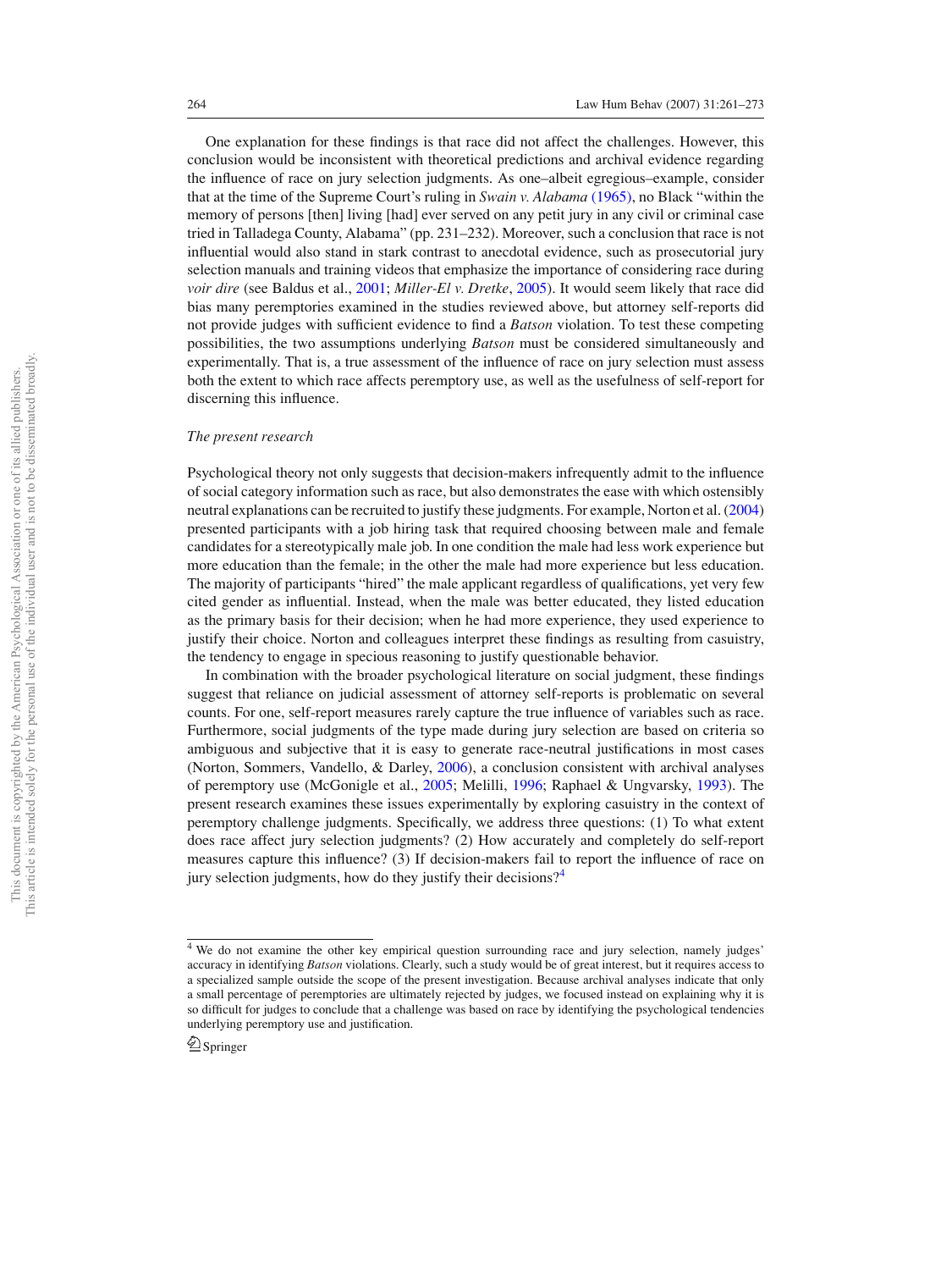One explanation for these findings is that race did not affect the challenges. However, this conclusion would be inconsistent with theoretical predictions and archival evidence regarding the influence of race on jury selection judgments. As one–albeit egregious–example, consider that at the time of the Supreme Court's ruling in *Swain v. Alabama* (1965), no Black "within the memory of persons [then] living [had] ever served on any petit jury in any civil or criminal case tried in Talladega County, Alabama" (pp. 231–232). Moreover, such a conclusion that race is not influential would also stand in stark contrast to anecdotal evidence, such as prosecutorial jury selection manuals and training videos that emphasize the importance of considering race during *voir dire* (see Baldus et al., 2001; *Miller-El v. Dretke*, 2005). It would seem likely that race did bias many peremptories examined in the studies reviewed above, but attorney self-reports did not provide judges with sufficient evidence to find a *Batson* violation. To test these competing possibilities, the two assumptions underlying *Batson* must be considered simultaneously and experimentally. That is, a true assessment of the influence of race on jury selection must assess both the extent to which race affects peremptory use, as well as the usefulness of self-report for discerning this influence.

### *The present research*

Psychological theory not only suggests that decision-makers infrequently admit to the influence of social category information such as race, but also demonstrates the ease with which ostensibly neutral explanations can be recruited to justify these judgments. For example, Norton et al. (2004) presented participants with a job hiring task that required choosing between male and female candidates for a stereotypically male job. In one condition the male had less work experience but more education than the female; in the other the male had more experience but less education. The majority of participants "hired" the male applicant regardless of qualifications, yet very few cited gender as influential. Instead, when the male was better educated, they listed education as the primary basis for their decision; when he had more experience, they used experience to justify their choice. Norton and colleagues interpret these findings as resulting from casuistry, the tendency to engage in specious reasoning to justify questionable behavior.

In combination with the broader psychological literature on social judgment, these findings suggest that reliance on judicial assessment of attorney self-reports is problematic on several counts. For one, self-report measures rarely capture the true influence of variables such as race. Furthermore, social judgments of the type made during jury selection are based on criteria so ambiguous and subjective that it is easy to generate race-neutral justifications in most cases (Norton, Sommers, Vandello, & Darley, 2006), a conclusion consistent with archival analyses of peremptory use (McGonigle et al., 2005; Melilli, 1996; Raphael & Ungvarsky, 1993). The present research examines these issues experimentally by exploring casuistry in the context of peremptory challenge judgments. Specifically, we address three questions: (1) To what extent does race affect jury selection judgments? (2) How accurately and completely do self-report measures capture this influence? (3) If decision-makers fail to report the influence of race on jury selection judgments, how do they justify their decisions?[4]

---

[4] We do not examine the other key empirical question surrounding race and jury selection, namely judges' accuracy in identifying *Batson* violations. Clearly, such a study would be of great interest, but it requires access to a specialized sample outside the scope of the present investigation. Because archival analyses indicate that only a small percentage of peremptories are ultimately rejected by judges, we focused instead on explaining why it is so difficult for judges to conclude that a challenge was based on race by identifying the psychological tendencies underlying peremptory use and justification.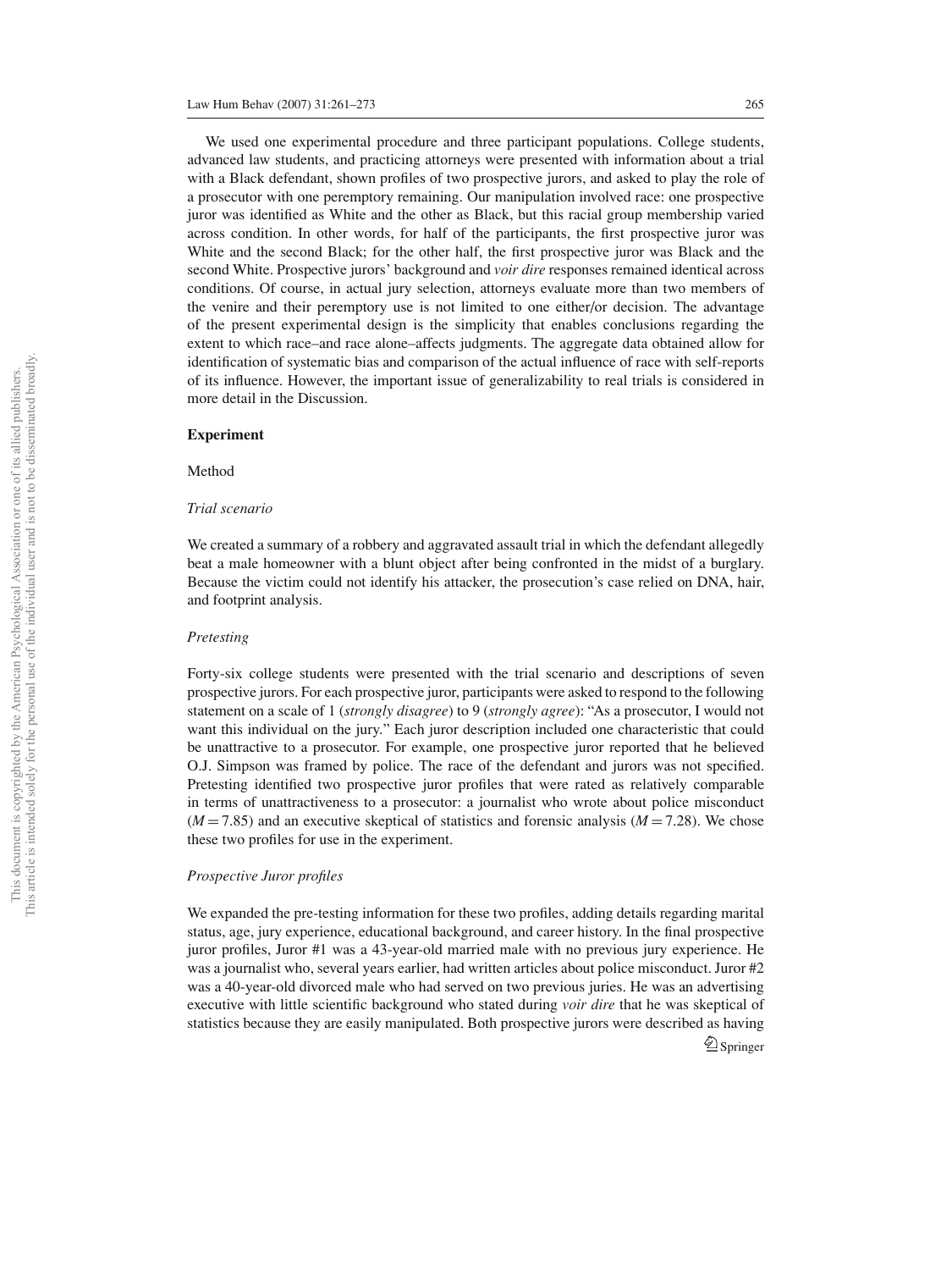We used one experimental procedure and three participant populations. College students, advanced law students, and practicing attorneys were presented with information about a trial with a Black defendant, shown profiles of two prospective jurors, and asked to play the role of a prosecutor with one peremptory remaining. Our manipulation involved race: one prospective juror was identified as White and the other as Black, but this racial group membership varied across condition. In other words, for half of the participants, the first prospective juror was White and the second Black; for the other half, the first prospective juror was Black and the second White. Prospective jurors' background and *voir dire* responses remained identical across conditions. Of course, in actual jury selection, attorneys evaluate more than two members of the venire and their peremptory use is not limited to one either/or decision. The advantage of the present experimental design is the simplicity that enables conclusions regarding the extent to which race–and race alone–affects judgments. The aggregate data obtained allow for identification of systematic bias and comparison of the actual influence of race with self-reports of its influence. However, the important issue of generalizability to real trials is considered in more detail in the Discussion.

## Experiment

### Method

#### *Trial scenario*

We created a summary of a robbery and aggravated assault trial in which the defendant allegedly beat a male homeowner with a blunt object after being confronted in the midst of a burglary. Because the victim could not identify his attacker, the prosecution's case relied on DNA, hair, and footprint analysis.

#### *Pretesting*

Forty-six college students were presented with the trial scenario and descriptions of seven prospective jurors. For each prospective juror, participants were asked to respond to the following statement on a scale of 1 (*strongly disagree*) to 9 (*strongly agree*): "As a prosecutor, I would not want this individual on the jury." Each juror description included one characteristic that could be unattractive to a prosecutor. For example, one prospective juror reported that he believed O.J. Simpson was framed by police. The race of the defendant and jurors was not specified. Pretesting identified two prospective juror profiles that were rated as relatively comparable in terms of unattractiveness to a prosecutor: a journalist who wrote about police misconduct ($M = 7.85$) and an executive skeptical of statistics and forensic analysis ($M = 7.28$). We chose these two profiles for use in the experiment.

#### *Prospective Juror profiles*

We expanded the pre-testing information for these two profiles, adding details regarding marital status, age, jury experience, educational background, and career history. In the final prospective juror profiles, Juror #1 was a 43-year-old married male with no previous jury experience. He was a journalist who, several years earlier, had written articles about police misconduct. Juror #2 was a 40-year-old divorced male who had served on two previous juries. He was an advertising executive with little scientific background who stated during *voir dire* that he was skeptical of statistics because they are easily manipulated. Both prospective jurors were described as having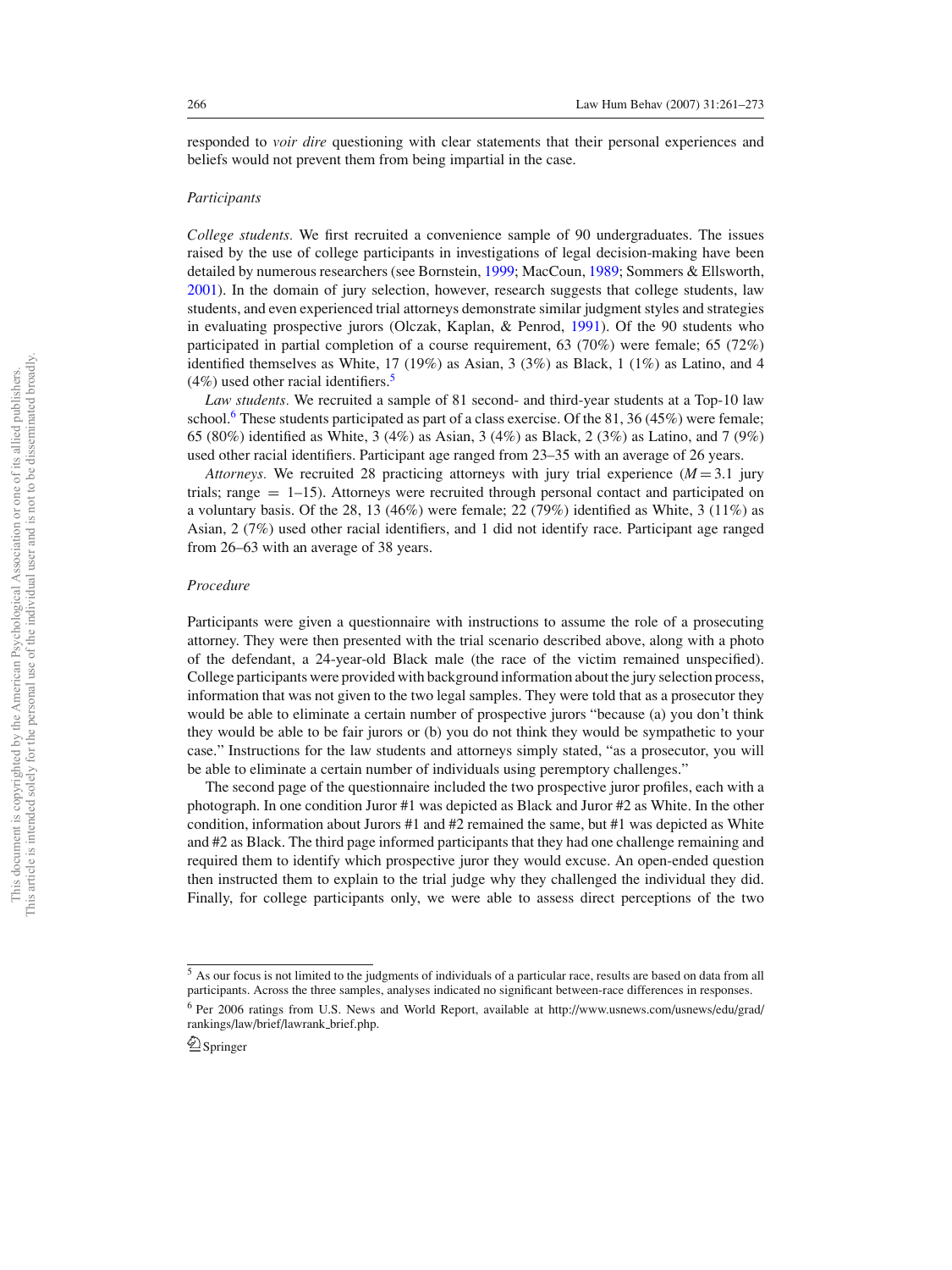responded to *voir dire* questioning with clear statements that their personal experiences and beliefs would not prevent them from being impartial in the case.

### *Participants*

*College students.* We first recruited a convenience sample of 90 undergraduates. The issues raised by the use of college participants in investigations of legal decision-making have been detailed by numerous researchers (see Bornstein, 1999; MacCoun, 1989; Sommers & Ellsworth, 2001). In the domain of jury selection, however, research suggests that college students, law students, and even experienced trial attorneys demonstrate similar judgment styles and strategies in evaluating prospective jurors (Olczak, Kaplan, & Penrod, 1991). Of the 90 students who participated in partial completion of a course requirement, 63 (70%) were female; 65 (72%) identified themselves as White, 17 (19%) as Asian, 3 (3%) as Black, 1 (1%) as Latino, and 4 (4%) used other racial identifiers.[5]

*Law students.* We recruited a sample of 81 second- and third-year students at a Top-10 law school.[6] These students participated as part of a class exercise. Of the 81, 36 (45%) were female; 65 (80%) identified as White, 3 (4%) as Asian, 3 (4%) as Black, 2 (3%) as Latino, and 7 (9%) used other racial identifiers. Participant age ranged from 23–35 with an average of 26 years.

*Attorneys.* We recruited 28 practicing attorneys with jury trial experience ($M = 3.1$ jury trials; range = 1–15). Attorneys were recruited through personal contact and participated on a voluntary basis. Of the 28, 13 (46%) were female; 22 (79%) identified as White, 3 (11%) as Asian, 2 (7%) used other racial identifiers, and 1 did not identify race. Participant age ranged from 26–63 with an average of 38 years.

### *Procedure*

Participants were given a questionnaire with instructions to assume the role of a prosecuting attorney. They were then presented with the trial scenario described above, along with a photo of the defendant, a 24-year-old Black male (the race of the victim remained unspecified). College participants were provided with background information about the jury selection process, information that was not given to the two legal samples. They were told that as a prosecutor they would be able to eliminate a certain number of prospective jurors "because (a) you don't think they would be able to be fair jurors or (b) you do not think they would be sympathetic to your case." Instructions for the law students and attorneys simply stated, "as a prosecutor, you will be able to eliminate a certain number of individuals using peremptory challenges."

The second page of the questionnaire included the two prospective juror profiles, each with a photograph. In one condition Juror #1 was depicted as Black and Juror #2 as White. In the other condition, information about Jurors #1 and #2 remained the same, but #1 was depicted as White and #2 as Black. The third page informed participants that they had one challenge remaining and required them to identify which prospective juror they would excuse. An open-ended question then instructed them to explain to the trial judge why they challenged the individual they did. Finally, for college participants only, we were able to assess direct perceptions of the two

---

[5] As our focus is not limited to the judgments of individuals of a particular race, results are based on data from all participants. Across the three samples, analyses indicated no significant between-race differences in responses.

[6] Per 2006 ratings from U.S. News and World Report, available at http://www.usnews.com/usnews/edu/grad/rankings/law/brief/lawrank_brief.php.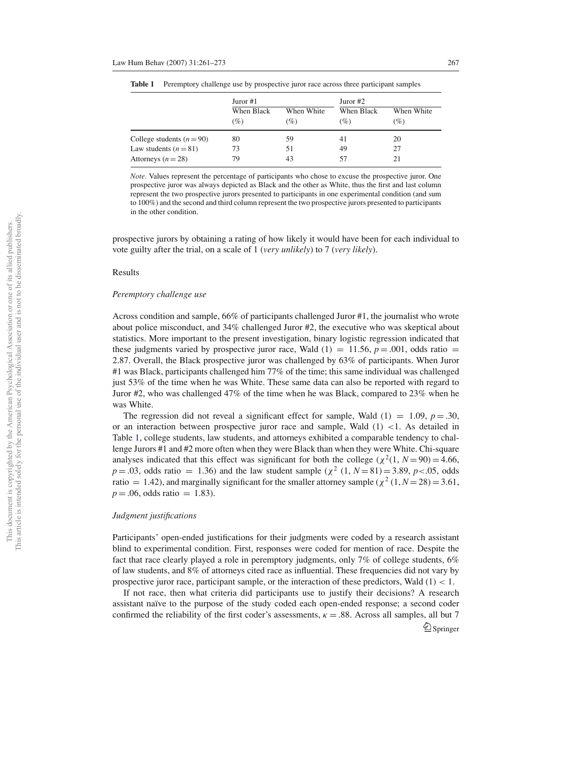**Table 1** Peremptory challenge use by prospective juror race across three participant samples

| | Juror #1 | | Juror #2 | |
|---|---|---|---|---|
| | When Black (%) | When White (%) | When Black (%) | When White (%) |
| College students ($n = 90$) | 80 | 59 | 41 | 20 |
| Law students ($n = 81$) | 73 | 51 | 49 | 27 |
| Attorneys ($n = 28$) | 79 | 43 | 57 | 21 |

*Note*. Values represent the percentage of participants who chose to excuse the prospective juror. One prospective juror was always depicted as Black and the other as White, thus the first and last column represent the two prospective jurors presented to participants in one experimental condition (and sum to 100%) and the second and third column represent the two prospective jurors presented to participants in the other condition.

prospective jurors by obtaining a rating of how likely it would have been for each individual to vote guilty after the trial, on a scale of 1 (*very unlikely*) to 7 (*very likely*).

## Results

### *Peremptory challenge use*

Across condition and sample, 66% of participants challenged Juror #1, the journalist who wrote about police misconduct, and 34% challenged Juror #2, the executive who was skeptical about statistics. More important to the present investigation, binary logistic regression indicated that these judgments varied by prospective juror race, Wald (1) = 11.56, $p = .001$, odds ratio = 2.87. Overall, the Black prospective juror was challenged by 63% of participants. When Juror #1 was Black, participants challenged him 77% of the time; this same individual was challenged just 53% of the time when he was White. These same data can also be reported with regard to Juror #2, who was challenged 47% of the time when he was Black, compared to 23% when he was White.

The regression did not reveal a significant effect for sample, Wald (1) = 1.09, $p = .30$, or an interaction between prospective juror race and sample, Wald (1) $< 1$. As detailed in Table 1, college students, law students, and attorneys exhibited a comparable tendency to challenge Jurors #1 and #2 more often when they were Black than when they were White. Chi-square analyses indicated that this effect was significant for both the college ($\chi^2(1, N = 90) = 4.66$, $p = .03$, odds ratio = 1.36) and the law student sample ($\chi^2$ $(1, N = 81) = 3.89$, $p < .05$, odds ratio = 1.42), and marginally significant for the smaller attorney sample ($\chi^2$ $(1, N = 28) = 3.61$, $p = .06$, odds ratio = 1.83).

### *Judgment justifications*

Participants' open-ended justifications for their judgments were coded by a research assistant blind to experimental condition. First, responses were coded for mention of race. Despite the fact that race clearly played a role in peremptory judgments, only 7% of college students, 6% of law students, and 8% of attorneys cited race as influential. These frequencies did not vary by prospective juror race, participant sample, or the interaction of these predictors, Wald (1) $< 1$.

If not race, then what criteria did participants use to justify their decisions? A research assistant naïve to the purpose of the study coded each open-ended response; a second coder confirmed the reliability of the first coder's assessments, $\kappa = .88$. Across all samples, all but 7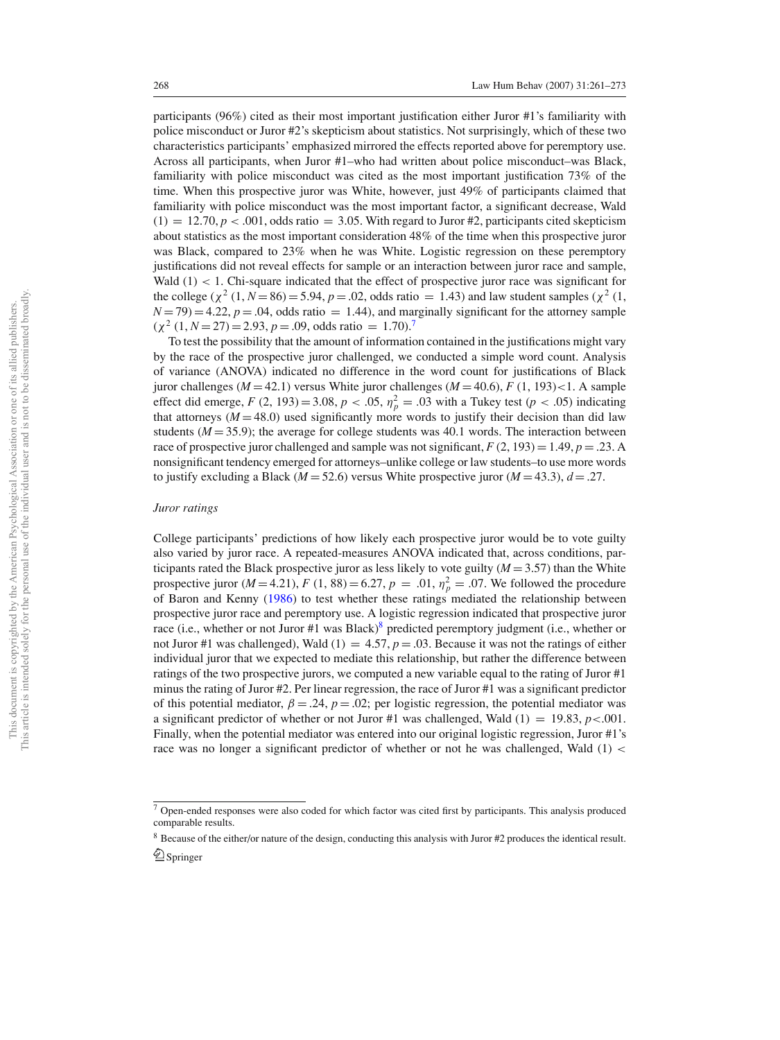participants (96%) cited as their most important justification either Juror #1's familiarity with police misconduct or Juror #2's skepticism about statistics. Not surprisingly, which of these two characteristics participants' emphasized mirrored the effects reported above for peremptory use. Across all participants, when Juror #1–who had written about police misconduct–was Black, familiarity with police misconduct was cited as the most important justification 73% of the time. When this prospective juror was White, however, just 49% of participants claimed that familiarity with police misconduct was the most important factor, a significant decrease, Wald $(1) = 12.70, p < .001$, odds ratio $= 3.05$. With regard to Juror #2, participants cited skepticism about statistics as the most important consideration 48% of the time when this prospective juror was Black, compared to 23% when he was White. Logistic regression on these peremptory justifications did not reveal effects for sample or an interaction between juror race and sample, Wald $(1) < 1$. Chi-square indicated that the effect of prospective juror race was significant for the college ($\chi^2$ $(1, N = 86) = 5.94, p = .02$, odds ratio $= 1.43$) and law student samples ($\chi^2$ $(1, N = 79) = 4.22, p = .04$, odds ratio $= 1.44$), and marginally significant for the attorney sample ($\chi^2$ $(1, N = 27) = 2.93, p = .09$, odds ratio $= 1.70$).[7]

To test the possibility that the amount of information contained in the justifications might vary by the race of the prospective juror challenged, we conducted a simple word count. Analysis of variance (ANOVA) indicated no difference in the word count for justifications of Black juror challenges ($M = 42.1$) versus White juror challenges ($M = 40.6$), $F$ $(1, 193) < 1$. A sample effect did emerge, $F$ $(2, 193) = 3.08, p < .05, \eta_p^2 = .03$ with a Tukey test ($p < .05$) indicating that attorneys ($M = 48.0$) used significantly more words to justify their decision than did law students ($M = 35.9$); the average for college students was 40.1 words. The interaction between race of prospective juror challenged and sample was not significant, $F$ $(2, 193) = 1.49, p = .23$. A nonsignificant tendency emerged for attorneys–unlike college or law students–to use more words to justify excluding a Black ($M = 52.6$) versus White prospective juror ($M = 43.3$), $d = .27$.

*Juror ratings*

College participants' predictions of how likely each prospective juror would be to vote guilty also varied by juror race. A repeated-measures ANOVA indicated that, across conditions, participants rated the Black prospective juror as less likely to vote guilty ($M = 3.57$) than the White prospective juror ($M = 4.21$), $F$ $(1, 88) = 6.27, p = .01, \eta_p^2 = .07$. We followed the procedure of Baron and Kenny (1986) to test whether these ratings mediated the relationship between prospective juror race and peremptory use. A logistic regression indicated that prospective juror race (i.e., whether or not Juror #1 was Black)[8] predicted peremptory judgment (i.e., whether or not Juror #1 was challenged), Wald $(1) = 4.57, p = .03$. Because it was not the ratings of either individual juror that we expected to mediate this relationship, but rather the difference between ratings of the two prospective jurors, we computed a new variable equal to the rating of Juror #1 minus the rating of Juror #2. Per linear regression, the race of Juror #1 was a significant predictor of this potential mediator, $\beta = .24, p = .02$; per logistic regression, the potential mediator was a significant predictor of whether or not Juror #1 was challenged, Wald $(1) = 19.83, p < .001$. Finally, when the potential mediator was entered into our original logistic regression, Juror #1's race was no longer a significant predictor of whether or not he was challenged, Wald $(1) <$

---

[7] Open-ended responses were also coded for which factor was cited first by participants. This analysis produced comparable results.

[8] Because of the either/or nature of the design, conducting this analysis with Juror #2 produces the identical result.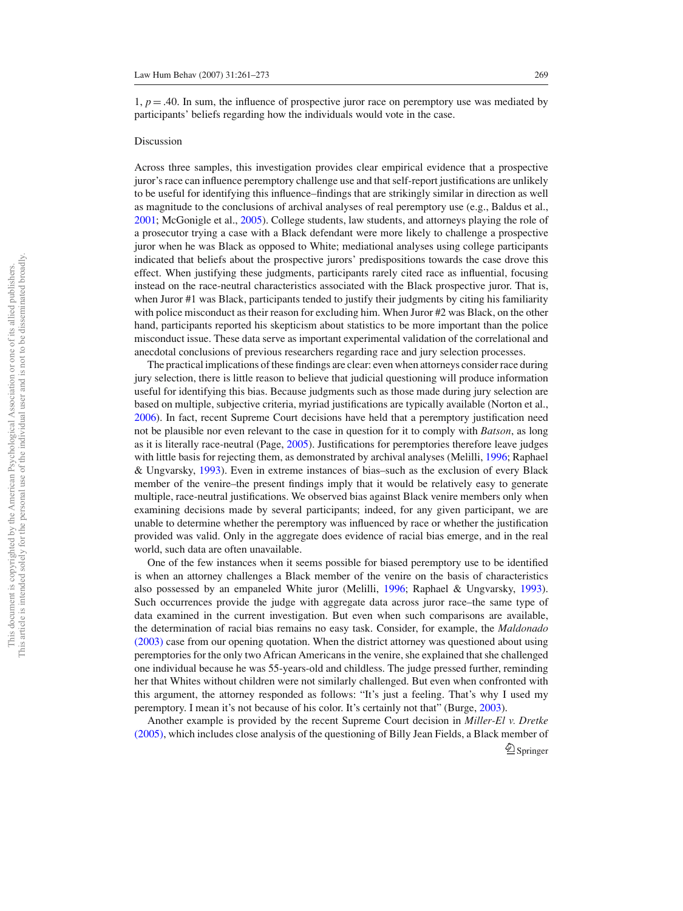1, $p = .40$. In sum, the influence of prospective juror race on peremptory use was mediated by participants' beliefs regarding how the individuals would vote in the case.

## Discussion

Across three samples, this investigation provides clear empirical evidence that a prospective juror's race can influence peremptory challenge use and that self-report justifications are unlikely to be useful for identifying this influence–findings that are strikingly similar in direction as well as magnitude to the conclusions of archival analyses of real peremptory use (e.g., Baldus et al., 2001; McGonigle et al., 2005). College students, law students, and attorneys playing the role of a prosecutor trying a case with a Black defendant were more likely to challenge a prospective juror when he was Black as opposed to White; mediational analyses using college participants indicated that beliefs about the prospective jurors' predispositions towards the case drove this effect. When justifying these judgments, participants rarely cited race as influential, focusing instead on the race-neutral characteristics associated with the Black prospective juror. That is, when Juror #1 was Black, participants tended to justify their judgments by citing his familiarity with police misconduct as their reason for excluding him. When Juror #2 was Black, on the other hand, participants reported his skepticism about statistics to be more important than the police misconduct issue. These data serve as important experimental validation of the correlational and anecdotal conclusions of previous researchers regarding race and jury selection processes.

The practical implications of these findings are clear: even when attorneys consider race during jury selection, there is little reason to believe that judicial questioning will produce information useful for identifying this bias. Because judgments such as those made during jury selection are based on multiple, subjective criteria, myriad justifications are typically available (Norton et al., 2006). In fact, recent Supreme Court decisions have held that a peremptory justification need not be plausible nor even relevant to the case in question for it to comply with *Batson*, as long as it is literally race-neutral (Page, 2005). Justifications for peremptories therefore leave judges with little basis for rejecting them, as demonstrated by archival analyses (Melilli, 1996; Raphael & Ungvarsky, 1993). Even in extreme instances of bias–such as the exclusion of every Black member of the venire–the present findings imply that it would be relatively easy to generate multiple, race-neutral justifications. We observed bias against Black venire members only when examining decisions made by several participants; indeed, for any given participant, we are unable to determine whether the peremptory was influenced by race or whether the justification provided was valid. Only in the aggregate does evidence of racial bias emerge, and in the real world, such data are often unavailable.

One of the few instances when it seems possible for biased peremptory use to be identified is when an attorney challenges a Black member of the venire on the basis of characteristics also possessed by an empaneled White juror (Melilli, 1996; Raphael & Ungvarsky, 1993). Such occurrences provide the judge with aggregate data across juror race–the same type of data examined in the current investigation. But even when such comparisons are available, the determination of racial bias remains no easy task. Consider, for example, the *Maldonado* (2003) case from our opening quotation. When the district attorney was questioned about using peremptories for the only two African Americans in the venire, she explained that she challenged one individual because he was 55-years-old and childless. The judge pressed further, reminding her that Whites without children were not similarly challenged. But even when confronted with this argument, the attorney responded as follows: "It's just a feeling. That's why I used my peremptory. I mean it's not because of his color. It's certainly not that" (Burge, 2003).

Another example is provided by the recent Supreme Court decision in *Miller-El v. Dretke* (2005), which includes close analysis of the questioning of Billy Jean Fields, a Black member of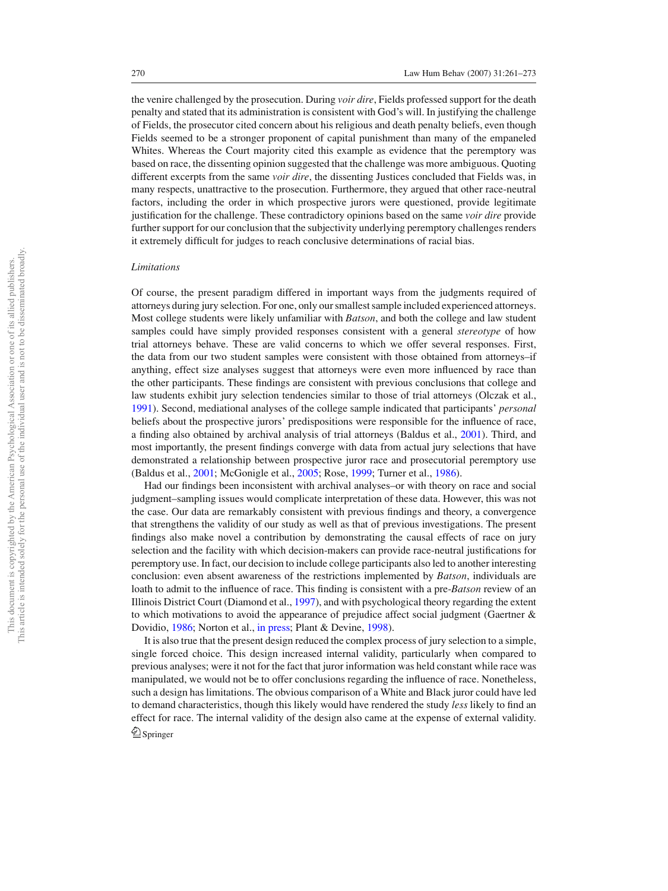the venire challenged by the prosecution. During *voir dire*, Fields professed support for the death penalty and stated that its administration is consistent with God's will. In justifying the challenge of Fields, the prosecutor cited concern about his religious and death penalty beliefs, even though Fields seemed to be a stronger proponent of capital punishment than many of the empaneled Whites. Whereas the Court majority cited this example as evidence that the peremptory was based on race, the dissenting opinion suggested that the challenge was more ambiguous. Quoting different excerpts from the same *voir dire*, the dissenting Justices concluded that Fields was, in many respects, unattractive to the prosecution. Furthermore, they argued that other race-neutral factors, including the order in which prospective jurors were questioned, provide legitimate justification for the challenge. These contradictory opinions based on the same *voir dire* provide further support for our conclusion that the subjectivity underlying peremptory challenges renders it extremely difficult for judges to reach conclusive determinations of racial bias.

*Limitations*

Of course, the present paradigm differed in important ways from the judgments required of attorneys during jury selection. For one, only our smallest sample included experienced attorneys. Most college students were likely unfamiliar with *Batson*, and both the college and law student samples could have simply provided responses consistent with a general *stereotype* of how trial attorneys behave. These are valid concerns to which we offer several responses. First, the data from our two student samples were consistent with those obtained from attorneys–if anything, effect size analyses suggest that attorneys were even more influenced by race than the other participants. These findings are consistent with previous conclusions that college and law students exhibit jury selection tendencies similar to those of trial attorneys (Olczak et al., 1991). Second, mediational analyses of the college sample indicated that participants' *personal* beliefs about the prospective jurors' predispositions were responsible for the influence of race, a finding also obtained by archival analysis of trial attorneys (Baldus et al., 2001). Third, and most importantly, the present findings converge with data from actual jury selections that have demonstrated a relationship between prospective juror race and prosecutorial peremptory use (Baldus et al., 2001; McGonigle et al., 2005; Rose, 1999; Turner et al., 1986).

Had our findings been inconsistent with archival analyses–or with theory on race and social judgment–sampling issues would complicate interpretation of these data. However, this was not the case. Our data are remarkably consistent with previous findings and theory, a convergence that strengthens the validity of our study as well as that of previous investigations. The present findings also make novel a contribution by demonstrating the causal effects of race on jury selection and the facility with which decision-makers can provide race-neutral justifications for peremptory use. In fact, our decision to include college participants also led to another interesting conclusion: even absent awareness of the restrictions implemented by *Batson*, individuals are loath to admit to the influence of race. This finding is consistent with a pre-*Batson* review of an Illinois District Court (Diamond et al., 1997), and with psychological theory regarding the extent to which motivations to avoid the appearance of prejudice affect social judgment (Gaertner & Dovidio, 1986; Norton et al., in press; Plant & Devine, 1998).

It is also true that the present design reduced the complex process of jury selection to a simple, single forced choice. This design increased internal validity, particularly when compared to previous analyses; were it not for the fact that juror information was held constant while race was manipulated, we would not be to offer conclusions regarding the influence of race. Nonetheless, such a design has limitations. The obvious comparison of a White and Black juror could have led to demand characteristics, though this likely would have rendered the study *less* likely to find an effect for race. The internal validity of the design also came at the expense of external validity.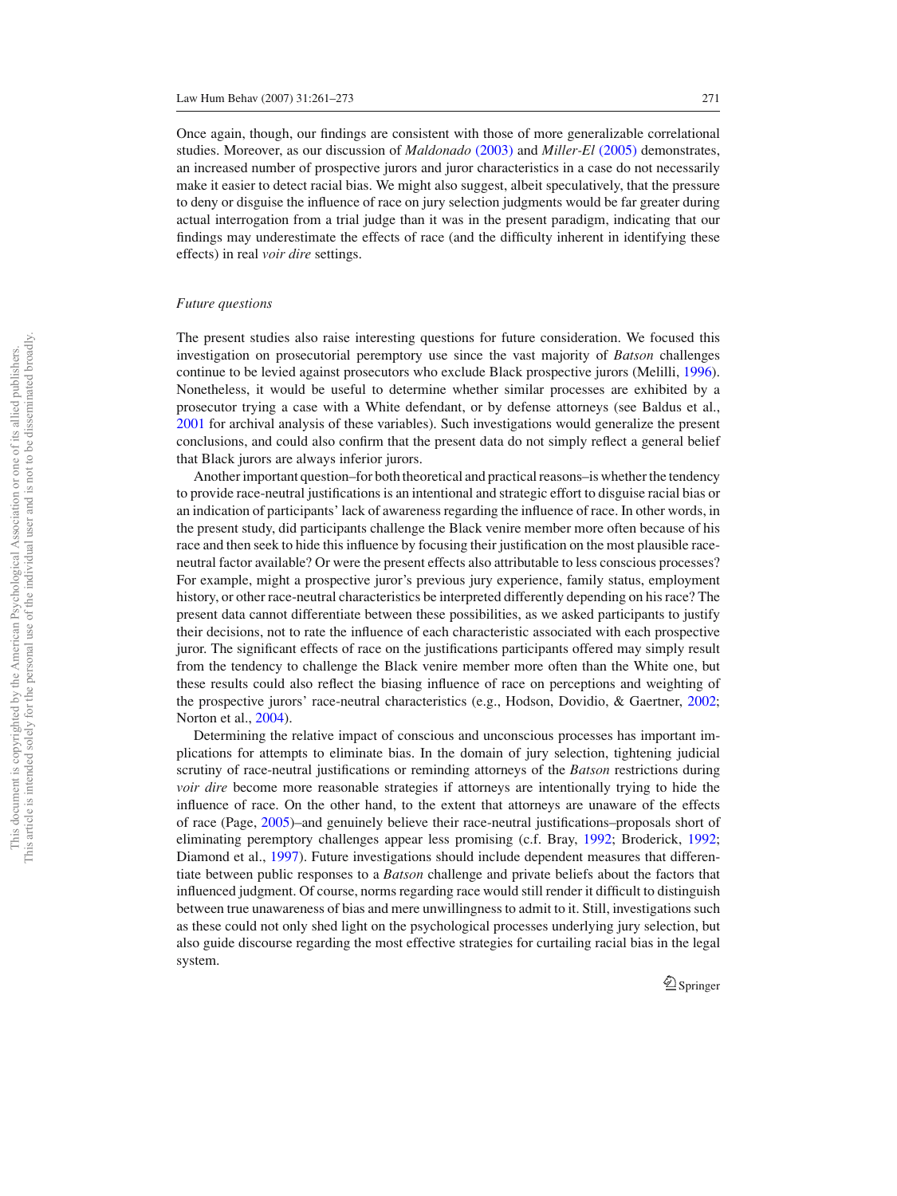Once again, though, our findings are consistent with those of more generalizable correlational studies. Moreover, as our discussion of *Maldonado* (2003) and *Miller-El* (2005) demonstrates, an increased number of prospective jurors and juror characteristics in a case do not necessarily make it easier to detect racial bias. We might also suggest, albeit speculatively, that the pressure to deny or disguise the influence of race on jury selection judgments would be far greater during actual interrogation from a trial judge than it was in the present paradigm, indicating that our findings may underestimate the effects of race (and the difficulty inherent in identifying these effects) in real *voir dire* settings.

*Future questions*

The present studies also raise interesting questions for future consideration. We focused this investigation on prosecutorial peremptory use since the vast majority of *Batson* challenges continue to be levied against prosecutors who exclude Black prospective jurors (Melilli, 1996). Nonetheless, it would be useful to determine whether similar processes are exhibited by a prosecutor trying a case with a White defendant, or by defense attorneys (see Baldus et al., 2001 for archival analysis of these variables). Such investigations would generalize the present conclusions, and could also confirm that the present data do not simply reflect a general belief that Black jurors are always inferior jurors.

Another important question–for both theoretical and practical reasons–is whether the tendency to provide race-neutral justifications is an intentional and strategic effort to disguise racial bias or an indication of participants' lack of awareness regarding the influence of race. In other words, in the present study, did participants challenge the Black venire member more often because of his race and then seek to hide this influence by focusing their justification on the most plausible race-neutral factor available? Or were the present effects also attributable to less conscious processes? For example, might a prospective juror's previous jury experience, family status, employment history, or other race-neutral characteristics be interpreted differently depending on his race? The present data cannot differentiate between these possibilities, as we asked participants to justify their decisions, not to rate the influence of each characteristic associated with each prospective juror. The significant effects of race on the justifications participants offered may simply result from the tendency to challenge the Black venire member more often than the White one, but these results could also reflect the biasing influence of race on perceptions and weighting of the prospective jurors' race-neutral characteristics (e.g., Hodson, Dovidio, & Gaertner, 2002; Norton et al., 2004).

Determining the relative impact of conscious and unconscious processes has important implications for attempts to eliminate bias. In the domain of jury selection, tightening judicial scrutiny of race-neutral justifications or reminding attorneys of the *Batson* restrictions during *voir dire* become more reasonable strategies if attorneys are intentionally trying to hide the influence of race. On the other hand, to the extent that attorneys are unaware of the effects of race (Page, 2005)–and genuinely believe their race-neutral justifications–proposals short of eliminating peremptory challenges appear less promising (c.f. Bray, 1992; Broderick, 1992; Diamond et al., 1997). Future investigations should include dependent measures that differentiate between public responses to a *Batson* challenge and private beliefs about the factors that influenced judgment. Of course, norms regarding race would still render it difficult to distinguish between true unawareness of bias and mere unwillingness to admit to it. Still, investigations such as these could not only shed light on the psychological processes underlying jury selection, but also guide discourse regarding the most effective strategies for curtailing racial bias in the legal system.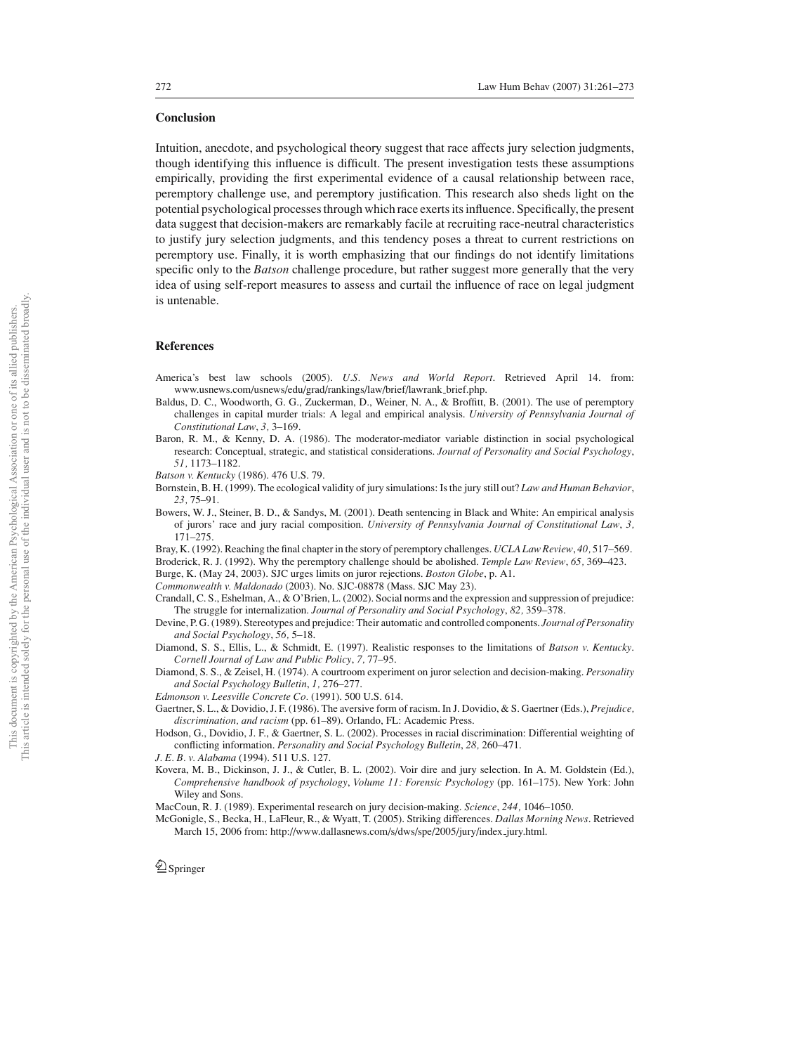## Conclusion

Intuition, anecdote, and psychological theory suggest that race affects jury selection judgments, though identifying this influence is difficult. The present investigation tests these assumptions empirically, providing the first experimental evidence of a causal relationship between race, peremptory challenge use, and peremptory justification. This research also sheds light on the potential psychological processes through which race exerts its influence. Specifically, the present data suggest that decision-makers are remarkably facile at recruiting race-neutral characteristics to justify jury selection judgments, and this tendency poses a threat to current restrictions on peremptory use. Finally, it is worth emphasizing that our findings do not identify limitations specific only to the *Batson* challenge procedure, but rather suggest more generally that the very idea of using self-report measures to assess and curtail the influence of race on legal judgment is untenable.

## References

America's best law schools (2005). *U.S. News and World Report*. Retrieved April 14. from: www.usnews.com/usnews/edu/grad/rankings/law/brief/lawrank_brief.php.

Baldus, D. C., Woodworth, G. G., Zuckerman, D., Weiner, N. A., & Broffitt, B. (2001). The use of peremptory challenges in capital murder trials: A legal and empirical analysis. *University of Pennsylvania Journal of Constitutional Law*, *3,* 3–169.

Baron, R. M., & Kenny, D. A. (1986). The moderator-mediator variable distinction in social psychological research: Conceptual, strategic, and statistical considerations. *Journal of Personality and Social Psychology*, *51,* 1173–1182.

*Batson v. Kentucky* (1986). 476 U.S. 79.

Bornstein, B. H. (1999). The ecological validity of jury simulations: Is the jury still out? *Law and Human Behavior*, *23,* 75–91.

Bowers, W. J., Steiner, B. D., & Sandys, M. (2001). Death sentencing in Black and White: An empirical analysis of jurors' race and jury racial composition. *University of Pennsylvania Journal of Constitutional Law*, *3,* 171–275.

Bray, K. (1992). Reaching the final chapter in the story of peremptory challenges. *UCLA Law Review*, *40,* 517–569.

Broderick, R. J. (1992). Why the peremptory challenge should be abolished. *Temple Law Review*, *65,* 369–423.

Burge, K. (May 24, 2003). SJC urges limits on juror rejections. *Boston Globe*, p. A1.

*Commonwealth v. Maldonado* (2003). No. SJC-08878 (Mass. SJC May 23).

Crandall, C. S., Eshelman, A., & O'Brien, L. (2002). Social norms and the expression and suppression of prejudice: The struggle for internalization. *Journal of Personality and Social Psychology*, *82,* 359–378.

Devine, P. G. (1989). Stereotypes and prejudice: Their automatic and controlled components. *Journal of Personality and Social Psychology*, *56,* 5–18.

Diamond, S. S., Ellis, L., & Schmidt, E. (1997). Realistic responses to the limitations of *Batson v. Kentucky*. *Cornell Journal of Law and Public Policy*, *7,* 77–95.

Diamond, S. S., & Zeisel, H. (1974). A courtroom experiment on juror selection and decision-making. *Personality and Social Psychology Bulletin*, *1,* 276–277.

*Edmonson v. Leesville Concrete Co.* (1991). 500 U.S. 614.

Gaertner, S. L., & Dovidio, J. F. (1986). The aversive form of racism. In J. Dovidio, & S. Gaertner (Eds.), *Prejudice, discrimination, and racism* (pp. 61–89). Orlando, FL: Academic Press.

Hodson, G., Dovidio, J. F., & Gaertner, S. L. (2002). Processes in racial discrimination: Differential weighting of conflicting information. *Personality and Social Psychology Bulletin*, *28,* 260–471.

*J. E. B. v. Alabama* (1994). 511 U.S. 127.

Kovera, M. B., Dickinson, J. J., & Cutler, B. L. (2002). Voir dire and jury selection. In A. M. Goldstein (Ed.), *Comprehensive handbook of psychology*, *Volume 11: Forensic Psychology* (pp. 161–175). New York: John Wiley and Sons.

MacCoun, R. J. (1989). Experimental research on jury decision-making. *Science*, *244,* 1046–1050.

McGonigle, S., Becka, H., LaFleur, R., & Wyatt, T. (2005). Striking differences. *Dallas Morning News*. Retrieved March 15, 2006 from: http://www.dallasnews.com/s/dws/spe/2005/jury/index_jury.html.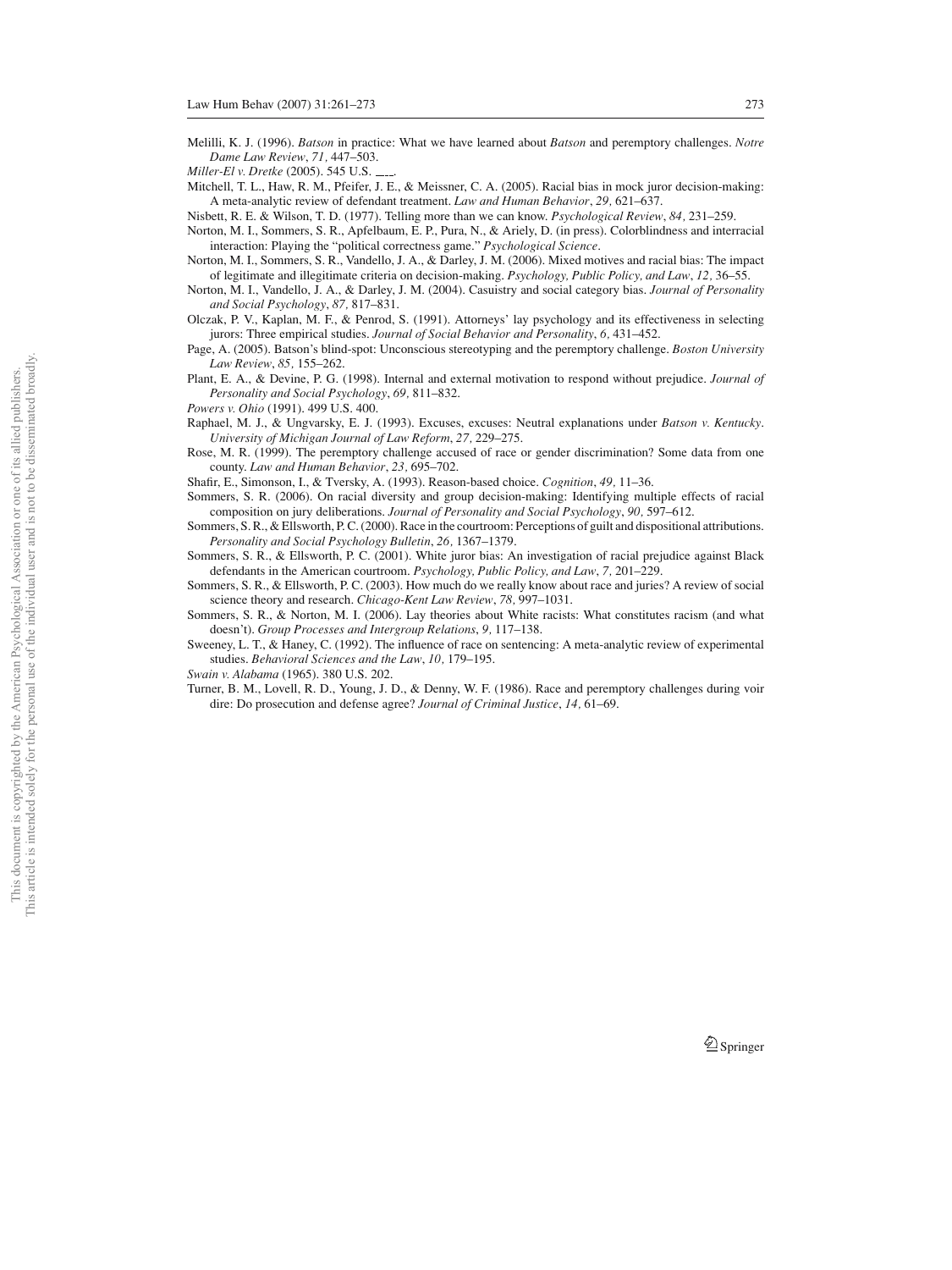Melilli, K. J. (1996). *Batson* in practice: What we have learned about *Batson* and peremptory challenges. *Notre Dame Law Review*, *71,* 447–503.

*Miller-El v. Dretke* (2005). 545 U.S. ___.

Mitchell, T. L., Haw, R. M., Pfeifer, J. E., & Meissner, C. A. (2005). Racial bias in mock juror decision-making: A meta-analytic review of defendant treatment. *Law and Human Behavior*, *29,* 621–637.

Nisbett, R. E. & Wilson, T. D. (1977). Telling more than we can know. *Psychological Review*, *84,* 231–259.

Norton, M. I., Sommers, S. R., Apfelbaum, E. P., Pura, N., & Ariely, D. (in press). Colorblindness and interracial interaction: Playing the "political correctness game." *Psychological Science*.

Norton, M. I., Sommers, S. R., Vandello, J. A., & Darley, J. M. (2006). Mixed motives and racial bias: The impact of legitimate and illegitimate criteria on decision-making. *Psychology, Public Policy, and Law*, *12,* 36–55.

Norton, M. I., Vandello, J. A., & Darley, J. M. (2004). Casuistry and social category bias. *Journal of Personality and Social Psychology*, *87,* 817–831.

Olczak, P. V., Kaplan, M. F., & Penrod, S. (1991). Attorneys' lay psychology and its effectiveness in selecting jurors: Three empirical studies. *Journal of Social Behavior and Personality*, *6,* 431–452.

Page, A. (2005). Batson's blind-spot: Unconscious stereotyping and the peremptory challenge. *Boston University Law Review*, *85,* 155–262.

Plant, E. A., & Devine, P. G. (1998). Internal and external motivation to respond without prejudice. *Journal of Personality and Social Psychology*, *69,* 811–832.

*Powers v. Ohio* (1991). 499 U.S. 400.

Raphael, M. J., & Ungvarsky, E. J. (1993). Excuses, excuses: Neutral explanations under *Batson v. Kentucky*. *University of Michigan Journal of Law Reform*, *27,* 229–275.

Rose, M. R. (1999). The peremptory challenge accused of race or gender discrimination? Some data from one county. *Law and Human Behavior*, *23,* 695–702.

Shafir, E., Simonson, I., & Tversky, A. (1993). Reason-based choice. *Cognition*, *49,* 11–36.

Sommers, S. R. (2006). On racial diversity and group decision-making: Identifying multiple effects of racial composition on jury deliberations. *Journal of Personality and Social Psychology*, *90,* 597–612.

Sommers, S. R., & Ellsworth, P. C. (2000). Race in the courtroom: Perceptions of guilt and dispositional attributions. *Personality and Social Psychology Bulletin*, *26,* 1367–1379.

Sommers, S. R., & Ellsworth, P. C. (2001). White juror bias: An investigation of racial prejudice against Black defendants in the American courtroom. *Psychology, Public Policy, and Law*, *7,* 201–229.

Sommers, S. R., & Ellsworth, P. C. (2003). How much do we really know about race and juries? A review of social science theory and research. *Chicago-Kent Law Review*, *78,* 997–1031.

Sommers, S. R., & Norton, M. I. (2006). Lay theories about White racists: What constitutes racism (and what doesn't). *Group Processes and Intergroup Relations*, *9,* 117–138.

Sweeney, L. T., & Haney, C. (1992). The influence of race on sentencing: A meta-analytic review of experimental studies. *Behavioral Sciences and the Law*, *10,* 179–195.

*Swain v. Alabama* (1965). 380 U.S. 202.

Turner, B. M., Lovell, R. D., Young, J. D., & Denny, W. F. (1986). Race and peremptory challenges during voir dire: Do prosecution and defense agree? *Journal of Criminal Justice*, *14,* 61–69.